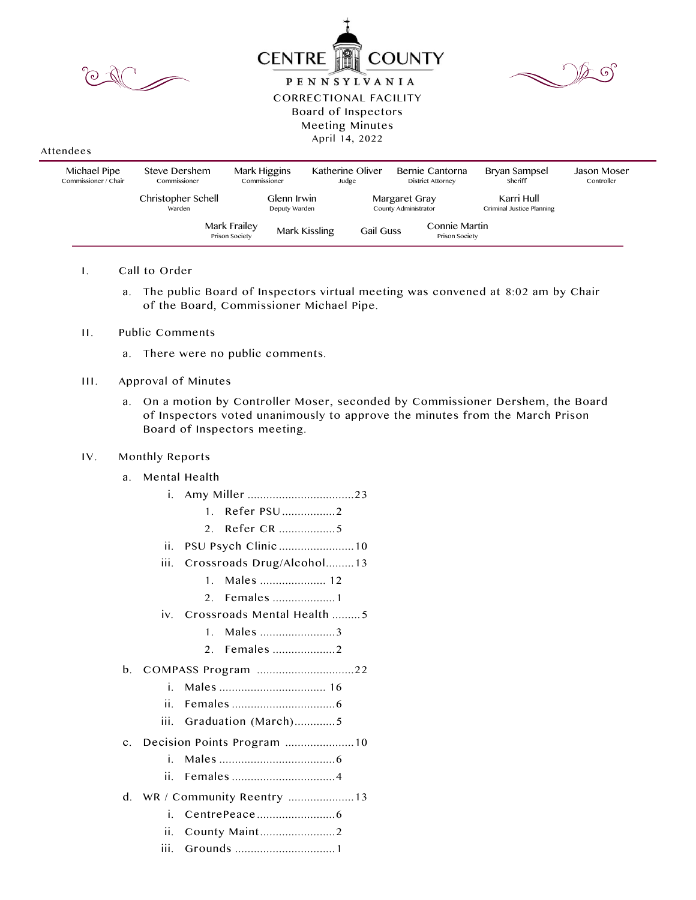# CENTRE COUNTY

**PENNSYLVANIA**

CORRECTIONAL FACILITY
Board of Inspectors
Meeting Minutes
April 14, 2022

Attendees

| Michael Pipe<br>Commissioner / Chair | Steve Dershem<br>Commissioner | Mark Higgins<br>Commissioner | Katherine Oliver<br>Judge | Bernie Cantorna<br>District Attorney | Bryan Sampsel<br>Sheriff | Jason Moser<br>Controller |
|---|---|---|---|---|---|---|
| Christopher Schell<br>Warden | Glenn Irwin<br>Deputy Warden | Margaret Gray<br>County Administrator | Karri Hull<br>Criminal Justice Planning | | | |
| Mark Fraley<br>Prison Society | Mark Kissling | Gail Guss | Connie Martin<br>Prison Society | | | |

I. Call to Order

a. The public Board of Inspectors virtual meeting was convened at 8:02 am by Chair of the Board, Commissioner Michael Pipe.

II. Public Comments

a. There were no public comments.

III. Approval of Minutes

a. On a motion by Controller Moser, seconded by Commissioner Dershem, the Board of Inspectors voted unanimously to approve the minutes from the March Prison Board of Inspectors meeting.

IV. Monthly Reports

a. Mental Health
   i. Amy Miller ....................................23
      1. Refer PSU .................2
      2. Refer CR ..................5
   ii. PSU Psych Clinic ........................10
   iii. Crossroads Drug/Alcohol.........13
      1. Males ..................... 12
      2. Females ....................1
   iv. Crossroads Mental Health .........5
      1. Males ........................3
      2. Females ....................2

b. COMPASS Program ...............................22
   i. Males .................................. 16
   ii. Females .................................6
   iii. Graduation (March).............5

c. Decision Points Program ......................10
   i. Males .....................................6
   ii. Females .................................4

d. WR / Community Reentry .....................13
   i. CentrePeace.........................6
   ii. County Maint........................2
   iii. Grounds ................................1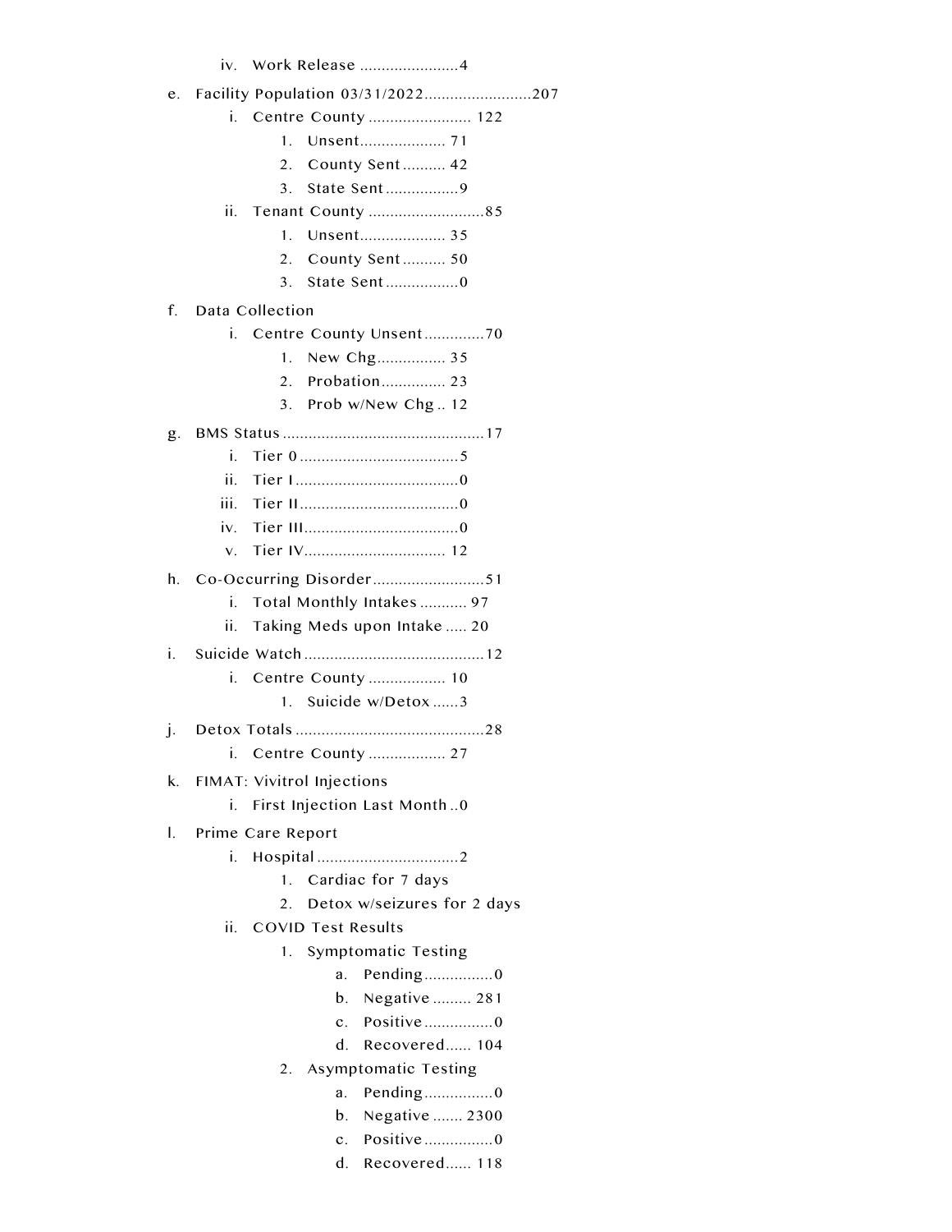iv. Work Release .......................4

e. Facility Population 03/31/2022.........................207
   i. Centre County ........................ 122
      1. Unsent.................... 71
      2. County Sent .......... 42
      3. State Sent .................9
   ii. Tenant County ...........................85
      1. Unsent.................... 35
      2. County Sent .......... 50
      3. State Sent .................0

f. Data Collection
   i. Centre County Unsent ..............70
      1. New Chg................ 35
      2. Probation............... 23
      3. Prob w/New Chg .. 12

g. BMS Status ...............................................17
   i. Tier 0 .....................................5
   ii. Tier I ......................................0
   iii. Tier II .....................................0
   iv. Tier III....................................0
   v. Tier IV................................. 12

h. Co-Occurring Disorder..........................51
   i. Total Monthly Intakes ........... 97
   ii. Taking Meds upon Intake ..... 20

i. Suicide Watch ..........................................12
   i. Centre County .................. 10
      1. Suicide w/Detox ......3

j. Detox Totals ............................................28
   i. Centre County .................. 27

k. FIMAT: Vivitrol Injections
   i. First Injection Last Month ..0

l. Prime Care Report
   i. Hospital .................................2
      1. Cardiac for 7 days
      2. Detox w/seizures for 2 days
   ii. COVID Test Results
      1. Symptomatic Testing
         a. Pending................0
         b. Negative ......... 281
         c. Positive ................0
         d. Recovered...... 104
      2. Asymptomatic Testing
         a. Pending................0
         b. Negative ....... 2300
         c. Positive ................0
         d. Recovered...... 118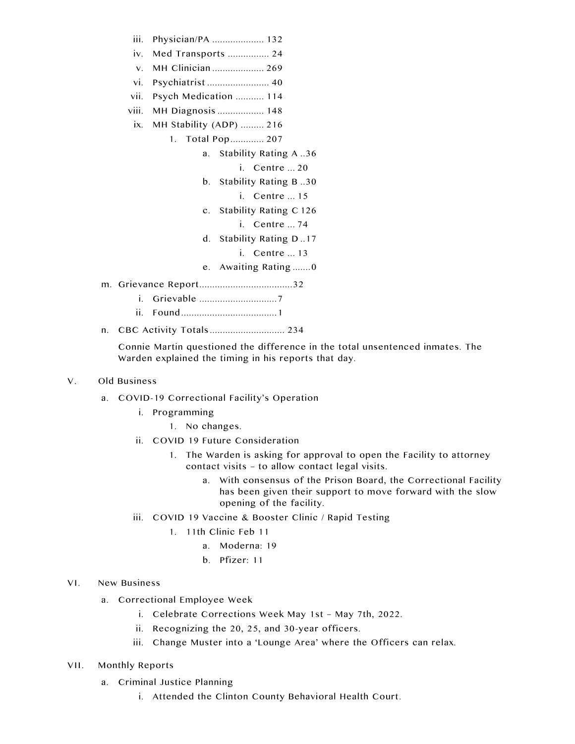- iii. Physician/PA .................... 132
- iv. Med Transports ................ 24
- v. MH Clinician .................... 269
- vi. Psychiatrist ........................ 40
- vii. Psych Medication ........... 114
- viii. MH Diagnosis .................. 148
- ix. MH Stability (ADP) ......... 216
  1. Total Pop............. 207
     - a. Stability Rating A ..36
       - i. Centre ... 20
     - b. Stability Rating B ..30
       - i. Centre ... 15
     - c. Stability Rating C 126
       - i. Centre ... 74
     - d. Stability Rating D ..17
       - i. Centre ... 13
     - e. Awaiting Rating .......0

m. Grievance Report....................................32
  - i. Grievable ..............................7
  - ii. Found.....................................1

n. CBC Activity Totals............................. 234

Connie Martin questioned the difference in the total unsentenced inmates. The Warden explained the timing in his reports that day.

V. Old Business

a. COVID-19 Correctional Facility's Operation
  - i. Programming
    1. No changes.
  - ii. COVID 19 Future Consideration
    1. The Warden is asking for approval to open the Facility to attorney contact visits – to allow contact legal visits.
       - a. With consensus of the Prison Board, the Correctional Facility has been given their support to move forward with the slow opening of the facility.
  - iii. COVID 19 Vaccine & Booster Clinic / Rapid Testing
    1. 11th Clinic Feb 11
       - a. Moderna: 19
       - b. Pfizer: 11

VI. New Business

a. Correctional Employee Week
  - i. Celebrate Corrections Week May 1st – May 7th, 2022.
  - ii. Recognizing the 20, 25, and 30-year officers.
  - iii. Change Muster into a 'Lounge Area' where the Officers can relax.

VII. Monthly Reports

a. Criminal Justice Planning
  - i. Attended the Clinton County Behavioral Health Court.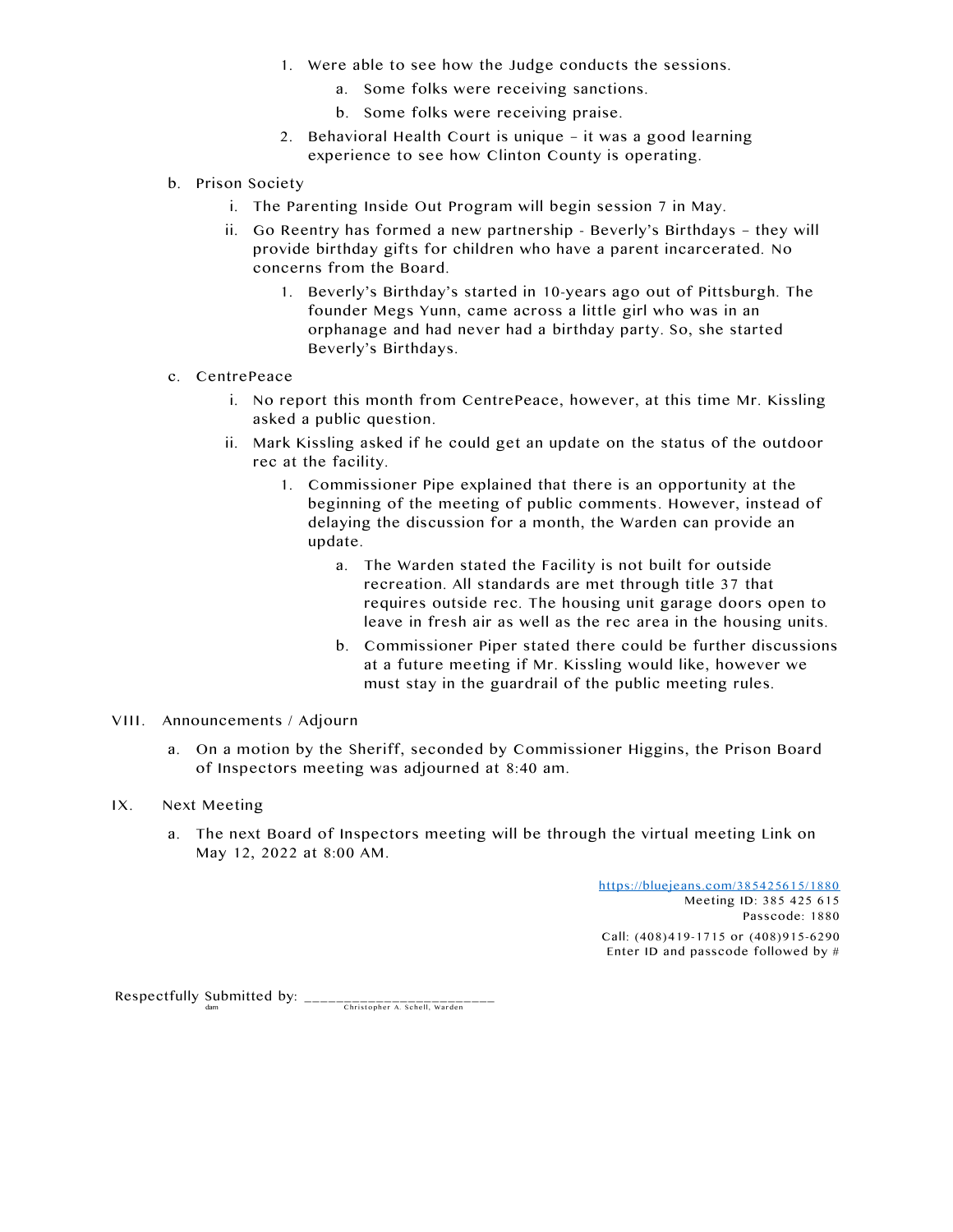1. Were able to see how the Judge conducts the sessions.
   a. Some folks were receiving sanctions.
   b. Some folks were receiving praise.
2. Behavioral Health Court is unique – it was a good learning experience to see how Clinton County is operating.

b. Prison Society

i. The Parenting Inside Out Program will begin session 7 in May.

ii. Go Reentry has formed a new partnership - Beverly's Birthdays – they will provide birthday gifts for children who have a parent incarcerated. No concerns from the Board.

1. Beverly's Birthday's started in 10-years ago out of Pittsburgh. The founder Megs Yunn, came across a little girl who was in an orphanage and had never had a birthday party. So, she started Beverly's Birthdays.

c. CentrePeace

i. No report this month from CentrePeace, however, at this time Mr. Kissling asked a public question.

ii. Mark Kissling asked if he could get an update on the status of the outdoor rec at the facility.

1. Commissioner Pipe explained that there is an opportunity at the beginning of the meeting of public comments. However, instead of delaying the discussion for a month, the Warden can provide an update.
   a. The Warden stated the Facility is not built for outside recreation. All standards are met through title 37 that requires outside rec. The housing unit garage doors open to leave in fresh air as well as the rec area in the housing units.
   b. Commissioner Piper stated there could be further discussions at a future meeting if Mr. Kissling would like, however we must stay in the guardrail of the public meeting rules.

## VIII. Announcements / Adjourn

a. On a motion by the Sheriff, seconded by Commissioner Higgins, the Prison Board of Inspectors meeting was adjourned at 8:40 am.

## IX. Next Meeting

a. The next Board of Inspectors meeting will be through the virtual meeting Link on May 12, 2022 at 8:00 AM.

https://bluejeans.com/385425615/1880
Meeting ID: 385 425 615
Passcode: 1880

Call: (408)419-1715 or (408)915-6290
Enter ID and passcode followed by #

Respectfully Submitted by: ________________________
dam Christopher A. Schell, Warden